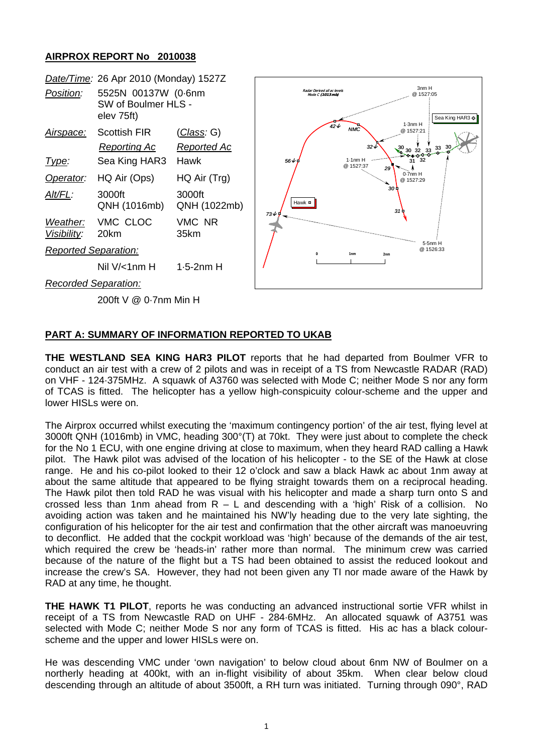## AIRPROX REPORT No 2010038

| | | |
|---|---|---|
| *Date/Time:* | 26 Apr 2010 (Monday) 1527Z | |
| *Position:* | 5525N 00137W (0·6nm SW of Boulmer HLS - elev 75ft) | |
| *Airspace:* | Scottish FIR | (*Class*: G) |
| | *Reporting Ac* | *Reported Ac* |
| *Type:* | Sea King HAR3 | Hawk |
| *Operator:* | HQ Air (Ops) | HQ Air (Trg) |
| *Alt/FL:* | 3000ft QNH (1016mb) | 3000ft QNH (1022mb) |
| *Weather:* | VMC CLOC | VMC NR |
| *Visibility:* | 20km | 35km |
| *Reported Separation:* | | |
| | Nil V/<1nm H | 1·5-2nm H |
| *Recorded Separation:* | | |
| | 200ft V @ 0·7nm Min H | |

### PART A: SUMMARY OF INFORMATION REPORTED TO UKAB

**THE WESTLAND SEA KING HAR3 PILOT** reports that he had departed from Boulmer VFR to conduct an air test with a crew of 2 pilots and was in receipt of a TS from Newcastle RADAR (RAD) on VHF - 124·375MHz. A squawk of A3760 was selected with Mode C; neither Mode S nor any form of TCAS is fitted. The helicopter has a yellow high-conspicuity colour-scheme and the upper and lower HISLs were on.

The Airprox occurred whilst executing the 'maximum contingency portion' of the air test, flying level at 3000ft QNH (1016mb) in VMC, heading 300°(T) at 70kt. They were just about to complete the check for the No 1 ECU, with one engine driving at close to maximum, when they heard RAD calling a Hawk pilot. The Hawk pilot was advised of the location of his helicopter - to the SE of the Hawk at close range. He and his co-pilot looked to their 12 o'clock and saw a black Hawk ac about 1nm away at about the same altitude that appeared to be flying straight towards them on a reciprocal heading. The Hawk pilot then told RAD he was visual with his helicopter and made a sharp turn onto S and crossed less than 1nm ahead from R – L and descending with a 'high' Risk of a collision. No avoiding action was taken and he maintained his NW'ly heading due to the very late sighting, the configuration of his helicopter for the air test and confirmation that the other aircraft was manoeuvring to deconflict. He added that the cockpit workload was 'high' because of the demands of the air test, which required the crew be 'heads-in' rather more than normal. The minimum crew was carried because of the nature of the flight but a TS had been obtained to assist the reduced lookout and increase the crew's SA. However, they had not been given any TI nor made aware of the Hawk by RAD at any time, he thought.

**THE HAWK T1 PILOT**, reports he was conducting an advanced instructional sortie VFR whilst in receipt of a TS from Newcastle RAD on UHF - 284·6MHz. An allocated squawk of A3751 was selected with Mode C; neither Mode S nor any form of TCAS is fitted. His ac has a black colour-scheme and the upper and lower HISLs were on.

He was descending VMC under 'own navigation' to below cloud about 6nm NW of Boulmer on a northerly heading at 400kt, with an in-flight visibility of about 35km. When clear below cloud descending through an altitude of about 3500ft, a RH turn was initiated. Turning through 090°, RAD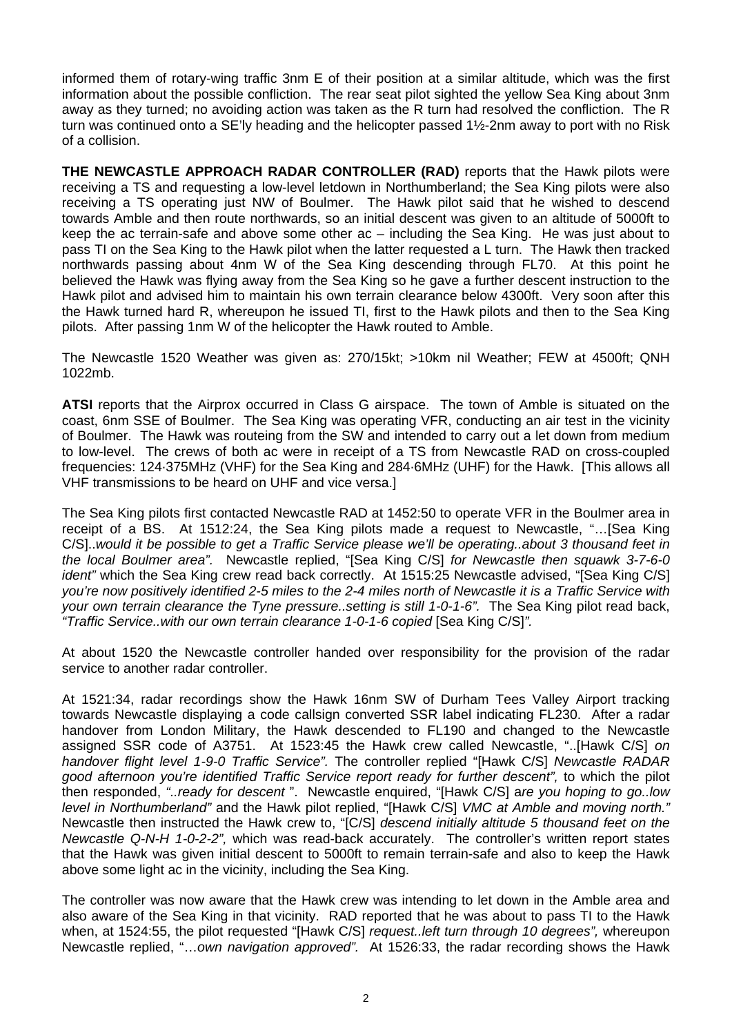informed them of rotary-wing traffic 3nm E of their position at a similar altitude, which was the first information about the possible confliction. The rear seat pilot sighted the yellow Sea King about 3nm away as they turned; no avoiding action was taken as the R turn had resolved the confliction. The R turn was continued onto a SE'ly heading and the helicopter passed 1½-2nm away to port with no Risk of a collision.

**THE NEWCASTLE APPROACH RADAR CONTROLLER (RAD)** reports that the Hawk pilots were receiving a TS and requesting a low-level letdown in Northumberland; the Sea King pilots were also receiving a TS operating just NW of Boulmer. The Hawk pilot said that he wished to descend towards Amble and then route northwards, so an initial descent was given to an altitude of 5000ft to keep the ac terrain-safe and above some other ac – including the Sea King. He was just about to pass TI on the Sea King to the Hawk pilot when the latter requested a L turn. The Hawk then tracked northwards passing about 4nm W of the Sea King descending through FL70. At this point he believed the Hawk was flying away from the Sea King so he gave a further descent instruction to the Hawk pilot and advised him to maintain his own terrain clearance below 4300ft. Very soon after this the Hawk turned hard R, whereupon he issued TI, first to the Hawk pilots and then to the Sea King pilots. After passing 1nm W of the helicopter the Hawk routed to Amble.

The Newcastle 1520 Weather was given as: 270/15kt; >10km nil Weather; FEW at 4500ft; QNH 1022mb.

**ATSI** reports that the Airprox occurred in Class G airspace. The town of Amble is situated on the coast, 6nm SSE of Boulmer. The Sea King was operating VFR, conducting an air test in the vicinity of Boulmer. The Hawk was routeing from the SW and intended to carry out a let down from medium to low-level. The crews of both ac were in receipt of a TS from Newcastle RAD on cross-coupled frequencies: 124·375MHz (VHF) for the Sea King and 284·6MHz (UHF) for the Hawk. [This allows all VHF transmissions to be heard on UHF and vice versa.]

The Sea King pilots first contacted Newcastle RAD at 1452:50 to operate VFR in the Boulmer area in receipt of a BS. At 1512:24, the Sea King pilots made a request to Newcastle, "…[Sea King C/S]..*would it be possible to get a Traffic Service please we'll be operating..about 3 thousand feet in the local Boulmer area".* Newcastle replied, "[Sea King C/S] *for Newcastle then squawk 3-7-6-0 ident"* which the Sea King crew read back correctly. At 1515:25 Newcastle advised, "[Sea King C/S] *you're now positively identified 2-5 miles to the 2-4 miles north of Newcastle it is a Traffic Service with your own terrain clearance the Tyne pressure..setting is still 1-0-1-6".* The Sea King pilot read back, *"Traffic Service..with our own terrain clearance 1-0-1-6 copied* [Sea King C/S]*".*

At about 1520 the Newcastle controller handed over responsibility for the provision of the radar service to another radar controller.

At 1521:34, radar recordings show the Hawk 16nm SW of Durham Tees Valley Airport tracking towards Newcastle displaying a code callsign converted SSR label indicating FL230. After a radar handover from London Military, the Hawk descended to FL190 and changed to the Newcastle assigned SSR code of A3751. At 1523:45 the Hawk crew called Newcastle, "..[Hawk C/S] *on handover flight level 1-9-0 Traffic Service".* The controller replied "[Hawk C/S] *Newcastle RADAR good afternoon you're identified Traffic Service report ready for further descent",* to which the pilot then responded, *"..ready for descent* ". Newcastle enquired, "[Hawk C/S] *are you hoping to go..low level in Northumberland"* and the Hawk pilot replied, "[Hawk C/S] *VMC at Amble and moving north."* Newcastle then instructed the Hawk crew to, "[C/S] *descend initially altitude 5 thousand feet on the Newcastle Q-N-H 1-0-2-2",* which was read-back accurately. The controller's written report states that the Hawk was given initial descent to 5000ft to remain terrain-safe and also to keep the Hawk above some light ac in the vicinity, including the Sea King.

The controller was now aware that the Hawk crew was intending to let down in the Amble area and also aware of the Sea King in that vicinity. RAD reported that he was about to pass TI to the Hawk when, at 1524:55, the pilot requested "[Hawk C/S] *request..left turn through 10 degrees",* whereupon Newcastle replied, "…*own navigation approved".* At 1526:33, the radar recording shows the Hawk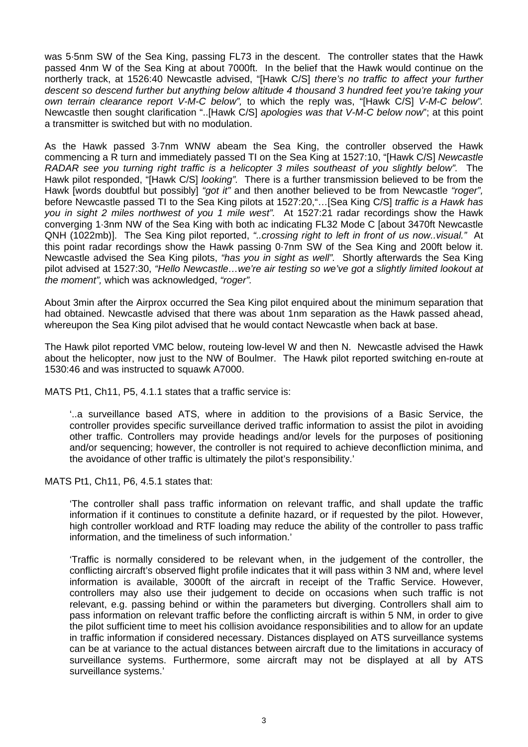was 5·5nm SW of the Sea King, passing FL73 in the descent. The controller states that the Hawk passed 4nm W of the Sea King at about 7000ft. In the belief that the Hawk would continue on the northerly track, at 1526:40 Newcastle advised, "[Hawk C/S] *there's no traffic to affect your further descent so descend further but anything below altitude 4 thousand 3 hundred feet you're taking your own terrain clearance report V-M-C below",* to which the reply was, "[Hawk C/S] *V-M-C below".* Newcastle then sought clarification "..[Hawk C/S] *apologies was that V-M-C below now*"; at this point a transmitter is switched but with no modulation.

As the Hawk passed 3·7nm WNW abeam the Sea King, the controller observed the Hawk commencing a R turn and immediately passed TI on the Sea King at 1527:10, "[Hawk C/S] *Newcastle RADAR see you turning right traffic is a helicopter 3 miles southeast of you slightly below".* The Hawk pilot responded, "[Hawk C/S] *looking".* There is a further transmission believed to be from the Hawk [words doubtful but possibly] *"got it"* and then another believed to be from Newcastle *"roger",* before Newcastle passed TI to the Sea King pilots at 1527:20,"…[Sea King C/S] *traffic is a Hawk has you in sight 2 miles northwest of you 1 mile west".* At 1527:21 radar recordings show the Hawk converging 1·3nm NW of the Sea King with both ac indicating FL32 Mode C [about 3470ft Newcastle QNH (1022mb)]. The Sea King pilot reported, *"..crossing right to left in front of us now..visual."* At this point radar recordings show the Hawk passing 0·7nm SW of the Sea King and 200ft below it. Newcastle advised the Sea King pilots, *"has you in sight as well".* Shortly afterwards the Sea King pilot advised at 1527:30, *"Hello Newcastle…we're air testing so we've got a slightly limited lookout at the moment",* which was acknowledged, *"roger".*

About 3min after the Airprox occurred the Sea King pilot enquired about the minimum separation that had obtained. Newcastle advised that there was about 1nm separation as the Hawk passed ahead, whereupon the Sea King pilot advised that he would contact Newcastle when back at base.

The Hawk pilot reported VMC below, routeing low-level W and then N. Newcastle advised the Hawk about the helicopter, now just to the NW of Boulmer. The Hawk pilot reported switching en-route at 1530:46 and was instructed to squawk A7000.

MATS Pt1, Ch11, P5, 4.1.1 states that a traffic service is:

> '..a surveillance based ATS, where in addition to the provisions of a Basic Service, the controller provides specific surveillance derived traffic information to assist the pilot in avoiding other traffic. Controllers may provide headings and/or levels for the purposes of positioning and/or sequencing; however, the controller is not required to achieve deconfliction minima, and the avoidance of other traffic is ultimately the pilot's responsibility.'

MATS Pt1, Ch11, P6, 4.5.1 states that:

> 'The controller shall pass traffic information on relevant traffic, and shall update the traffic information if it continues to constitute a definite hazard, or if requested by the pilot. However, high controller workload and RTF loading may reduce the ability of the controller to pass traffic information, and the timeliness of such information.'
>
> 'Traffic is normally considered to be relevant when, in the judgement of the controller, the conflicting aircraft's observed flight profile indicates that it will pass within 3 NM and, where level information is available, 3000ft of the aircraft in receipt of the Traffic Service. However, controllers may also use their judgement to decide on occasions when such traffic is not relevant, e.g. passing behind or within the parameters but diverging. Controllers shall aim to pass information on relevant traffic before the conflicting aircraft is within 5 NM, in order to give the pilot sufficient time to meet his collision avoidance responsibilities and to allow for an update in traffic information if considered necessary. Distances displayed on ATS surveillance systems can be at variance to the actual distances between aircraft due to the limitations in accuracy of surveillance systems. Furthermore, some aircraft may not be displayed at all by ATS surveillance systems.'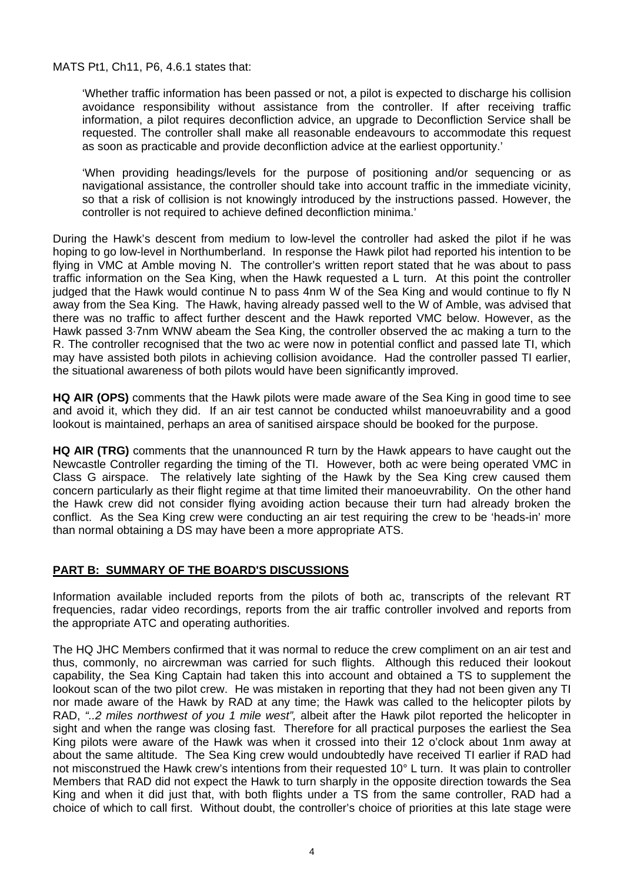MATS Pt1, Ch11, P6, 4.6.1 states that:

> 'Whether traffic information has been passed or not, a pilot is expected to discharge his collision avoidance responsibility without assistance from the controller. If after receiving traffic information, a pilot requires deconfliction advice, an upgrade to Deconfliction Service shall be requested. The controller shall make all reasonable endeavours to accommodate this request as soon as practicable and provide deconfliction advice at the earliest opportunity.'
>
> 'When providing headings/levels for the purpose of positioning and/or sequencing or as navigational assistance, the controller should take into account traffic in the immediate vicinity, so that a risk of collision is not knowingly introduced by the instructions passed. However, the controller is not required to achieve defined deconfliction minima.'

During the Hawk's descent from medium to low-level the controller had asked the pilot if he was hoping to go low-level in Northumberland. In response the Hawk pilot had reported his intention to be flying in VMC at Amble moving N. The controller's written report stated that he was about to pass traffic information on the Sea King, when the Hawk requested a L turn. At this point the controller judged that the Hawk would continue N to pass 4nm W of the Sea King and would continue to fly N away from the Sea King. The Hawk, having already passed well to the W of Amble, was advised that there was no traffic to affect further descent and the Hawk reported VMC below. However, as the Hawk passed 3·7nm WNW abeam the Sea King, the controller observed the ac making a turn to the R. The controller recognised that the two ac were now in potential conflict and passed late TI, which may have assisted both pilots in achieving collision avoidance. Had the controller passed TI earlier, the situational awareness of both pilots would have been significantly improved.

**HQ AIR (OPS)** comments that the Hawk pilots were made aware of the Sea King in good time to see and avoid it, which they did. If an air test cannot be conducted whilst manoeuvrability and a good lookout is maintained, perhaps an area of sanitised airspace should be booked for the purpose.

**HQ AIR (TRG)** comments that the unannounced R turn by the Hawk appears to have caught out the Newcastle Controller regarding the timing of the TI. However, both ac were being operated VMC in Class G airspace. The relatively late sighting of the Hawk by the Sea King crew caused them concern particularly as their flight regime at that time limited their manoeuvrability. On the other hand the Hawk crew did not consider flying avoiding action because their turn had already broken the conflict. As the Sea King crew were conducting an air test requiring the crew to be 'heads-in' more than normal obtaining a DS may have been a more appropriate ATS.

## PART B: SUMMARY OF THE BOARD'S DISCUSSIONS

Information available included reports from the pilots of both ac, transcripts of the relevant RT frequencies, radar video recordings, reports from the air traffic controller involved and reports from the appropriate ATC and operating authorities.

The HQ JHC Members confirmed that it was normal to reduce the crew compliment on an air test and thus, commonly, no aircrewman was carried for such flights. Although this reduced their lookout capability, the Sea King Captain had taken this into account and obtained a TS to supplement the lookout scan of the two pilot crew. He was mistaken in reporting that they had not been given any TI nor made aware of the Hawk by RAD at any time; the Hawk was called to the helicopter pilots by RAD, *"..2 miles northwest of you 1 mile west",* albeit after the Hawk pilot reported the helicopter in sight and when the range was closing fast. Therefor for all practical purposes the earliest the Sea King pilots were aware of the Hawk was when it crossed into their 12 o'clock about 1nm away at about the same altitude. The Sea King crew would undoubtedly have received TI earlier if RAD had not misconstrued the Hawk crew's intentions from their requested 10° L turn. It was plain to controller Members that RAD did not expect the Hawk to turn sharply in the opposite direction towards the Sea King and when it did just that, with both flights under a TS from the same controller, RAD had a choice of which to call first. Without doubt, the controller's choice of priorities at this late stage were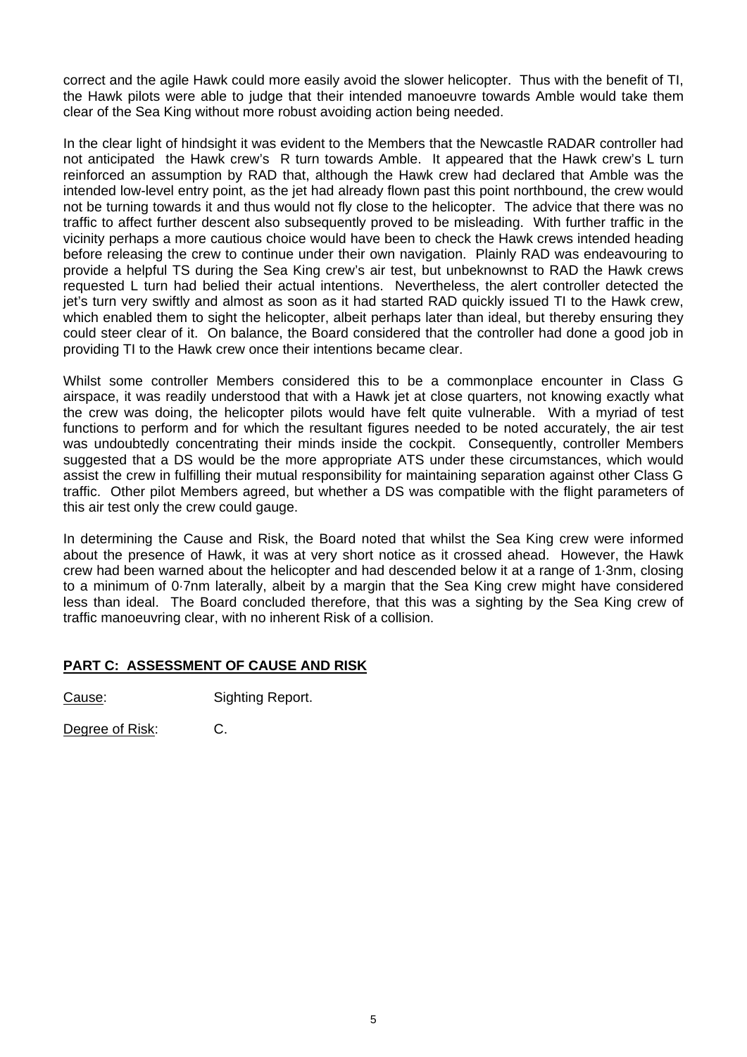correct and the agile Hawk could more easily avoid the slower helicopter. Thus with the benefit of TI, the Hawk pilots were able to judge that their intended manoeuvre towards Amble would take them clear of the Sea King without more robust avoiding action being needed.

In the clear light of hindsight it was evident to the Members that the Newcastle RADAR controller had not anticipated the Hawk crew's R turn towards Amble. It appeared that the Hawk crew's L turn reinforced an assumption by RAD that, although the Hawk crew had declared that Amble was the intended low-level entry point, as the jet had already flown past this point northbound, the crew would not be turning towards it and thus would not fly close to the helicopter. The advice that there was no traffic to affect further descent also subsequently proved to be misleading. With further traffic in the vicinity perhaps a more cautious choice would have been to check the Hawk crews intended heading before releasing the crew to continue under their own navigation. Plainly RAD was endeavouring to provide a helpful TS during the Sea King crew's air test, but unbeknownst to RAD the Hawk crews requested L turn had belied their actual intentions. Nevertheless, the alert controller detected the jet's turn very swiftly and almost as soon as it had started RAD quickly issued TI to the Hawk crew, which enabled them to sight the helicopter, albeit perhaps later than ideal, but thereby ensuring they could steer clear of it. On balance, the Board considered that the controller had done a good job in providing TI to the Hawk crew once their intentions became clear.

Whilst some controller Members considered this to be a commonplace encounter in Class G airspace, it was readily understood that with a Hawk jet at close quarters, not knowing exactly what the crew was doing, the helicopter pilots would have felt quite vulnerable. With a myriad of test functions to perform and for which the resultant figures needed to be noted accurately, the air test was undoubtedly concentrating their minds inside the cockpit. Consequently, controller Members suggested that a DS would be the more appropriate ATS under these circumstances, which would assist the crew in fulfilling their mutual responsibility for maintaining separation against other Class G traffic. Other pilot Members agreed, but whether a DS was compatible with the flight parameters of this air test only the crew could gauge.

In determining the Cause and Risk, the Board noted that whilst the Sea King crew were informed about the presence of Hawk, it was at very short notice as it crossed ahead. However, the Hawk crew had been warned about the helicopter and had descended below it at a range of 1·3nm, closing to a minimum of 0·7nm laterally, albeit by a margin that the Sea King crew might have considered less than ideal. The Board concluded therefore, that this was a sighting by the Sea King crew of traffic manoeuvring clear, with no inherent Risk of a collision.

## PART C: ASSESSMENT OF CAUSE AND RISK

Cause: Sighting Report.

Degree of Risk: C.